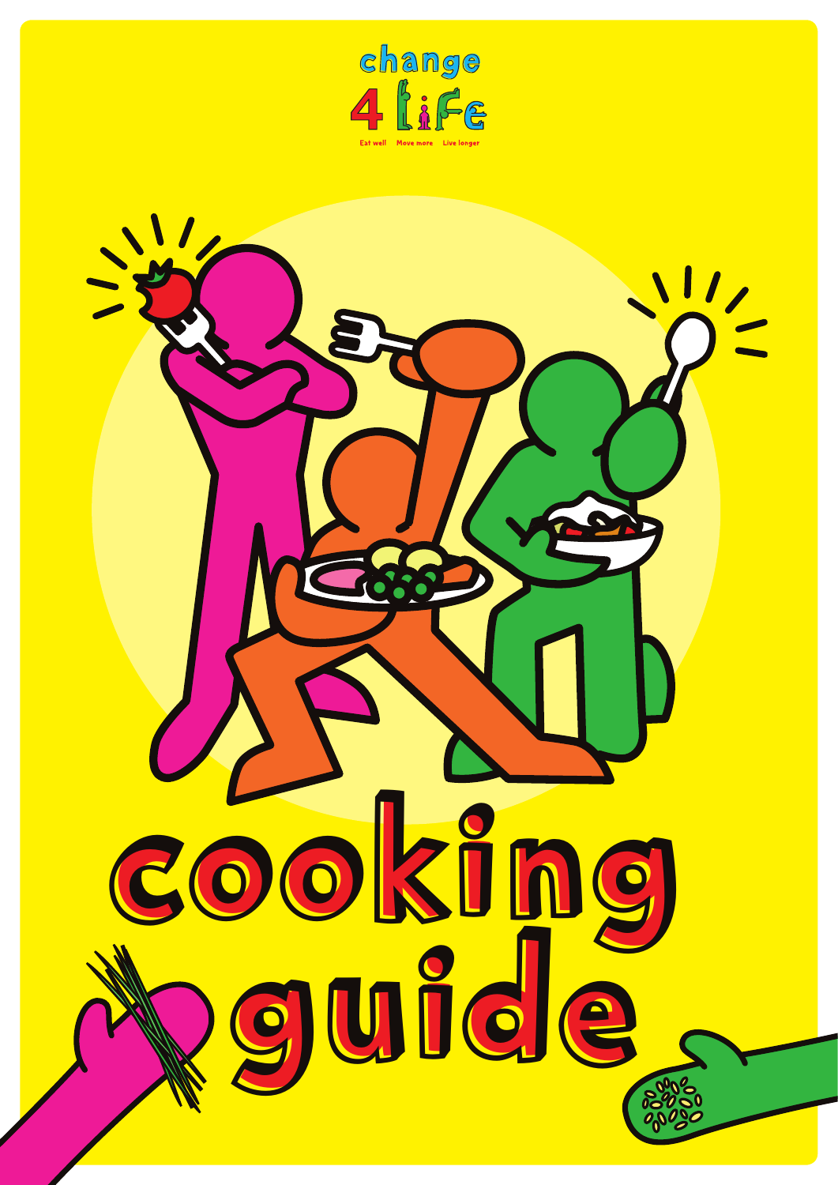change 4 life

Eat well Move more Live longer

# cooking guide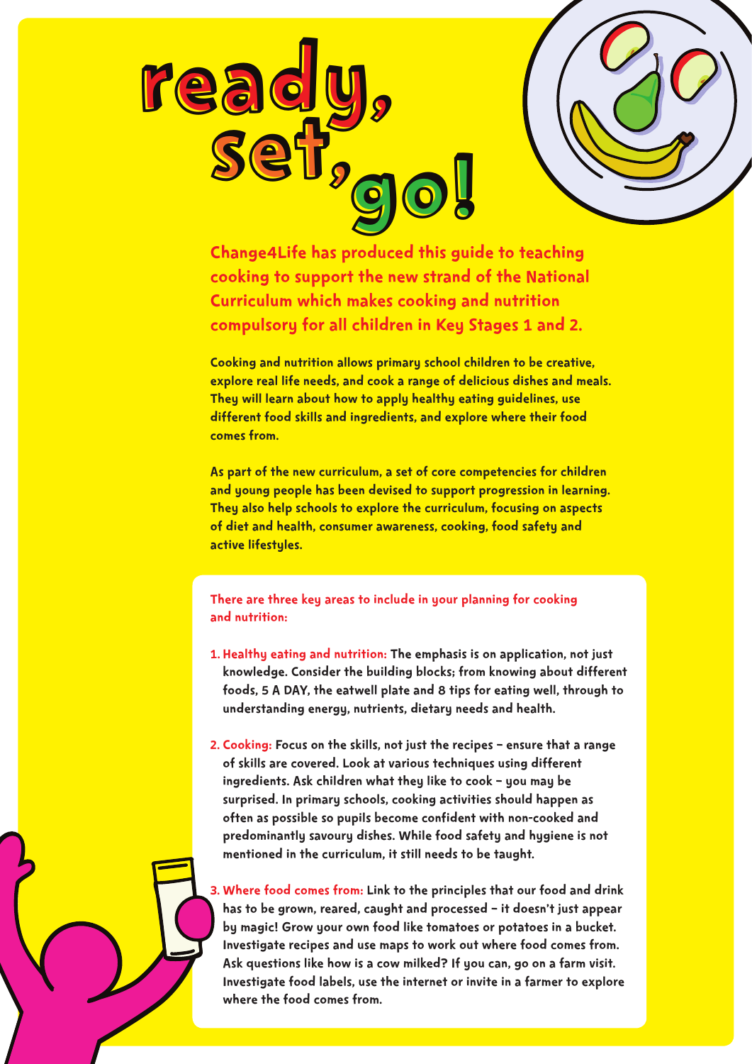# ready, set, go!

**Change4Life has produced this guide to teaching cooking to support the new strand of the National Curriculum which makes cooking and nutrition compulsory for all children in Key Stages 1 and 2.**

Cooking and nutrition allows primary school children to be creative, explore real life needs, and cook a range of delicious dishes and meals. They will learn about how to apply healthy eating guidelines, use different food skills and ingredients, and explore where their food comes from.

As part of the new curriculum, a set of core competencies for children and young people has been devised to support progression in learning. They also help schools to explore the curriculum, focusing on aspects of diet and health, consumer awareness, cooking, food safety and active lifestyles.

**There are three key areas to include in your planning for cooking and nutrition:**

1. **Healthy eating and nutrition:** The emphasis is on application, not just knowledge. Consider the building blocks; from knowing about different foods, 5 A DAY, the eatwell plate and 8 tips for eating well, through to understanding energy, nutrients, dietary needs and health.

2. **Cooking:** Focus on the skills, not just the recipes – ensure that a range of skills are covered. Look at various techniques using different ingredients. Ask children what they like to cook – you may be surprised. In primary schools, cooking activities should happen as often as possible so pupils become confident with non-cooked and predominantly savoury dishes. While food safety and hygiene is not mentioned in the curriculum, it still needs to be taught.

3. **Where food comes from:** Link to the principles that our food and drink has to be grown, reared, caught and processed – it doesn't just appear by magic! Grow your own food like tomatoes or potatoes in a bucket. Investigate recipes and use maps to work out where food comes from. Ask questions like how is a cow milked? If you can, go on a farm visit. Investigate food labels, use the internet or invite in a farmer to explore where the food comes from.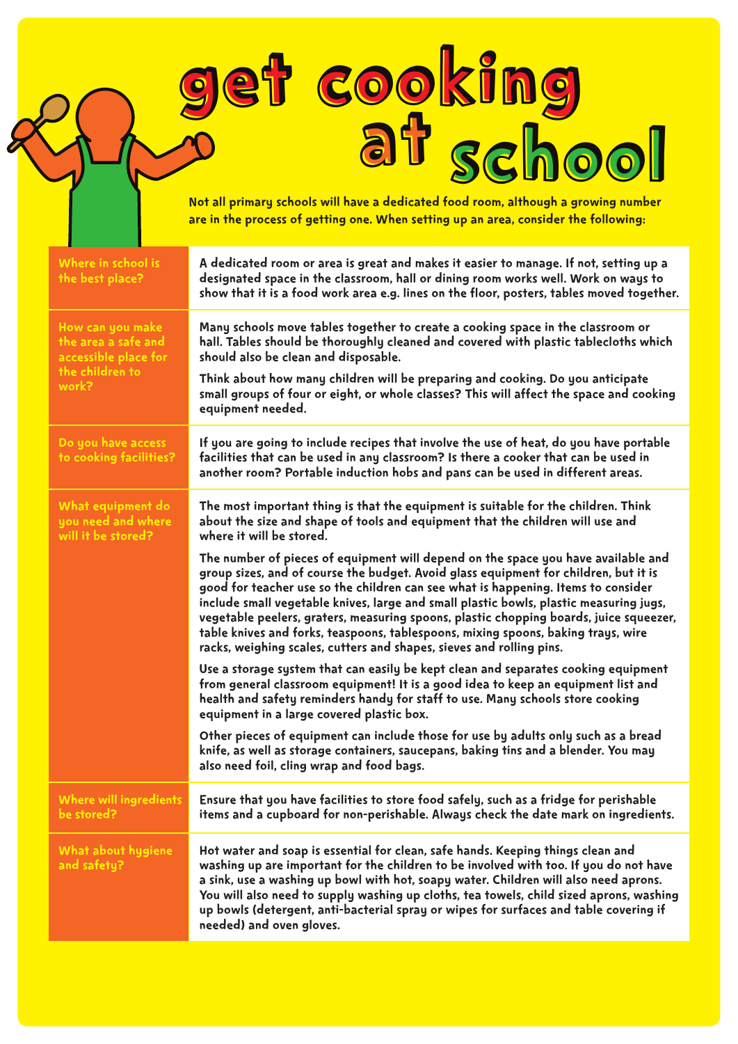# get cooking at school

**Not all primary schools will have a dedicated food room, although a growing number are in the process of getting one. When setting up an area, consider the following:**

| | |
|---|---|
| **Where in school is the best place?** | A dedicated room or area is great and makes it easier to manage. If not, setting up a designated space in the classroom, hall or dining room works well. Work on ways to show that it is a food work area e.g. lines on the floor, posters, tables moved together. |
| **How can you make the area a safe and accessible place for the children to work?** | Many schools move tables together to create a cooking space in the classroom or hall. Tables should be thoroughly cleaned and covered with plastic tablecloths which should also be clean and disposable.<br><br>Think about how many children will be preparing and cooking. Do you anticipate small groups of four or eight, or whole classes? This will affect the space and cooking equipment needed. |
| **Do you have access to cooking facilities?** | If you are going to include recipes that involve the use of heat, do you have portable facilities that can be used in any classroom? Is there a cooker that can be used in another room? Portable induction hobs and pans can be used in different areas. |
| **What equipment do you need and where will it be stored?** | The most important thing is that the equipment is suitable for the children. Think about the size and shape of tools and equipment that the children will use and where it will be stored.<br><br>The number of pieces of equipment will depend on the space you have available and group sizes, and of course the budget. Avoid glass equipment for children, but it is good for teacher use so the children can see what is happening. Items to consider include small vegetable knives, large and small plastic bowls, plastic measuring jugs, vegetable peelers, graters, measuring spoons, plastic chopping boards, juice squeezer, table knives and forks, teaspoons, tablespoons, mixing spoons, baking trays, wire racks, weighing scales, cutters and shapes, sieves and rolling pins.<br><br>Use a storage system that can easily be kept clean and separates cooking equipment from general classroom equipment! It is a good idea to keep an equipment list and health and safety reminders handy for staff to use. Many schools store cooking equipment in a large covered plastic box.<br><br>Other pieces of equipment can include those for use by adults only such as a bread knife, as well as storage containers, saucepans, baking tins and a blender. You may also need foil, cling wrap and food bags. |
| **Where will ingredients be stored?** | Ensure that you have facilities to store food safely, such as a fridge for perishable items and a cupboard for non-perishable. Always check the date mark on ingredients. |
| **What about hygiene and safety?** | Hot water and soap is essential for clean, safe hands. Keeping things clean and washing up are important for the children to be involved with too. If you do not have a sink, use a washing up bowl with hot, soapy water. Children will also need aprons. You will also need to supply washing up cloths, tea towels, child sized aprons, washing up bowls (detergent, anti-bacterial spray or wipes for surfaces and table covering if needed) and oven gloves. |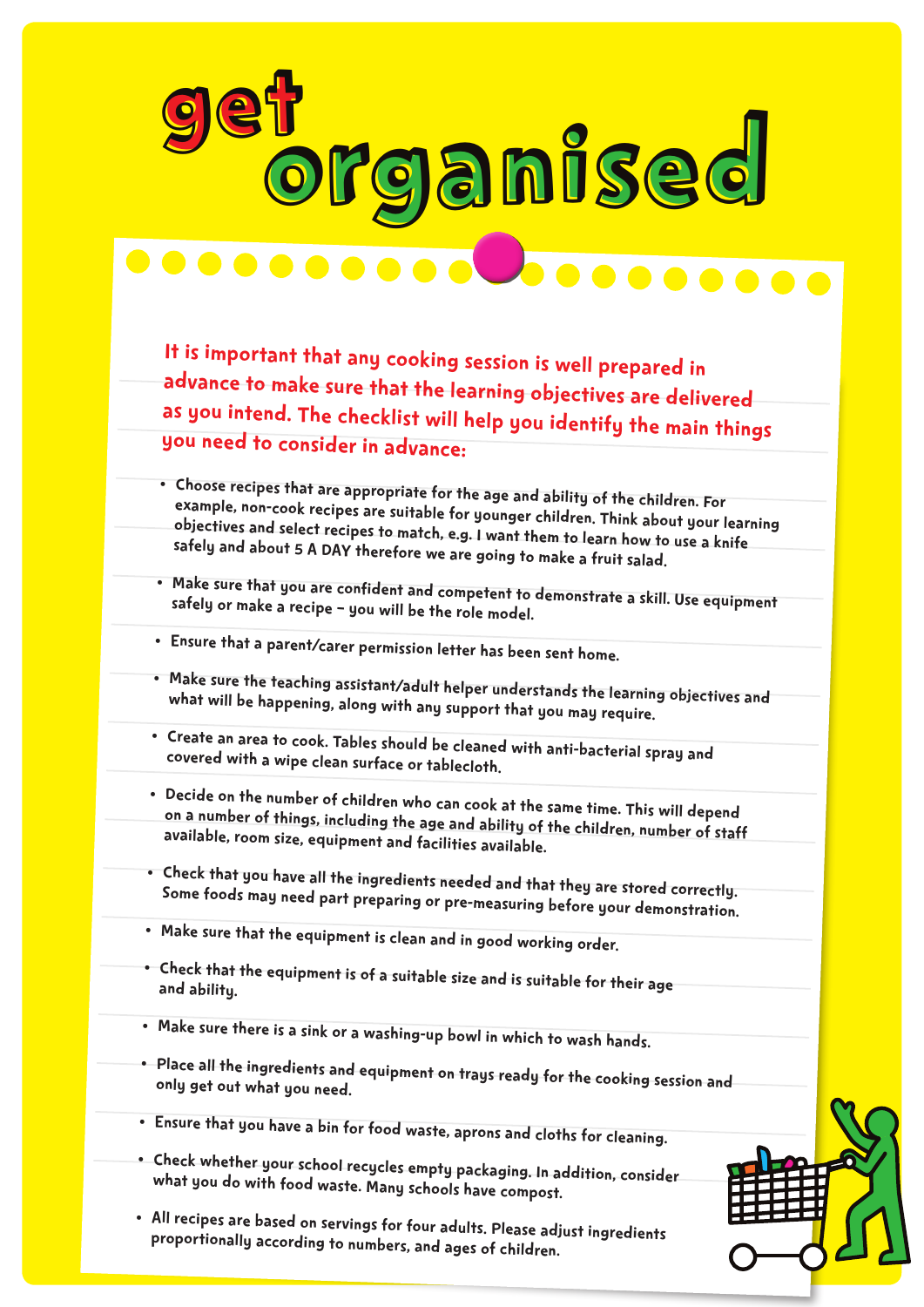# get organised

**It is important that any cooking session is well prepared in advance to make sure that the learning objectives are delivered as you intend. The checklist will help you identify the main things you need to consider in advance:**

- Choose recipes that are appropriate for the age and ability of the children. For example, non-cook recipes are suitable for younger children. Think about your learning objectives and select recipes to match, e.g. I want them to learn how to use a knife safely and about 5 A DAY therefore we are going to make a fruit salad.
- Make sure that you are confident and competent to demonstrate a skill. Use equipment safely or make a recipe – you will be the role model.
- Ensure that a parent/carer permission letter has been sent home.
- Make sure the teaching assistant/adult helper understands the learning objectives and what will be happening, along with any support that you may require.
- Create an area to cook. Tables should be cleaned with anti-bacterial spray and covered with a wipe clean surface or tablecloth.
- Decide on the number of children who can cook at the same time. This will depend on a number of things, including the age and ability of the children, number of staff available, room size, equipment and facilities available.
- Check that you have all the ingredients needed and that they are stored correctly. Some foods may need part preparing or pre-measuring before your demonstration.
- Make sure that the equipment is clean and in good working order.
- Check that the equipment is of a suitable size and is suitable for their age and ability.
- Make sure there is a sink or a washing-up bowl in which to wash hands.
- Place all the ingredients and equipment on trays ready for the cooking session and only get out what you need.
- Ensure that you have a bin for food waste, aprons and cloths for cleaning.
- Check whether your school recycles empty packaging. In addition, consider what you do with food waste. Many schools have compost.
- All recipes are based on servings for four adults. Please adjust ingredients proportionally according to numbers, and ages of children.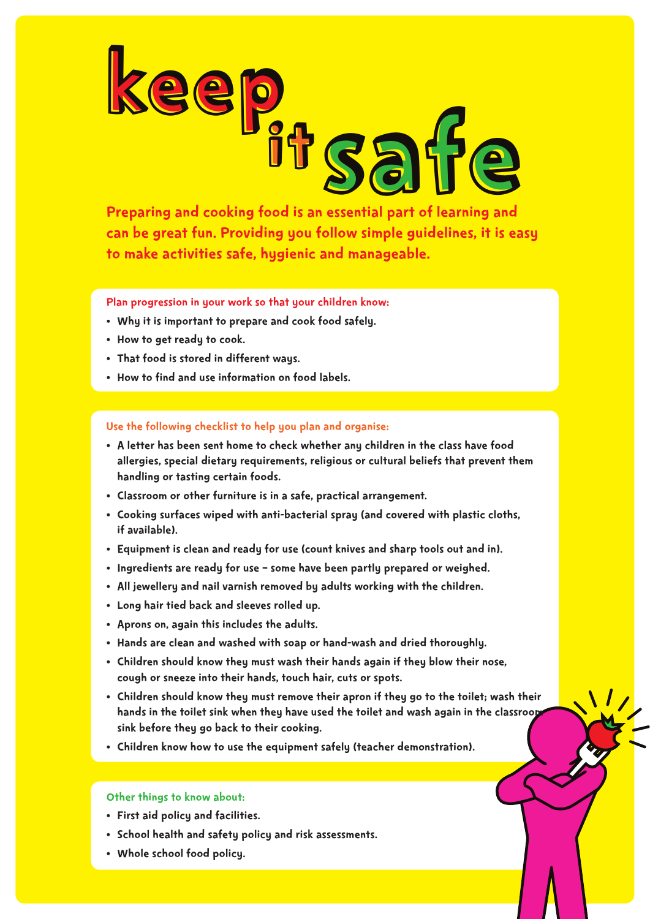# keep it safe

**Preparing and cooking food is an essential part of learning and can be great fun. Providing you follow simple guidelines, it is easy to make activities safe, hygienic and manageable.**

**Plan progression in your work so that your children know:**

- Why it is important to prepare and cook food safely.
- How to get ready to cook.
- That food is stored in different ways.
- How to find and use information on food labels.

**Use the following checklist to help you plan and organise:**

- A letter has been sent home to check whether any children in the class have food allergies, special dietary requirements, religious or cultural beliefs that prevent them handling or tasting certain foods.
- Classroom or other furniture is in a safe, practical arrangement.
- Cooking surfaces wiped with anti-bacterial spray (and covered with plastic cloths, if available).
- Equipment is clean and ready for use (count knives and sharp tools out and in).
- Ingredients are ready for use – some have been partly prepared or weighed.
- All jewellery and nail varnish removed by adults working with the children.
- Long hair tied back and sleeves rolled up.
- Aprons on, again this includes the adults.
- Hands are clean and washed with soap or hand-wash and dried thoroughly.
- Children should know they must wash their hands again if they blow their nose, cough or sneeze into their hands, touch hair, cuts or spots.
- Children should know they must remove their apron if they go to the toilet; wash their hands in the toilet sink when they have used the toilet and wash again in the classroom sink before they go back to their cooking.
- Children know how to use the equipment safely (teacher demonstration).

**Other things to know about:**

- First aid policy and facilities.
- School health and safety policy and risk assessments.
- Whole school food policy.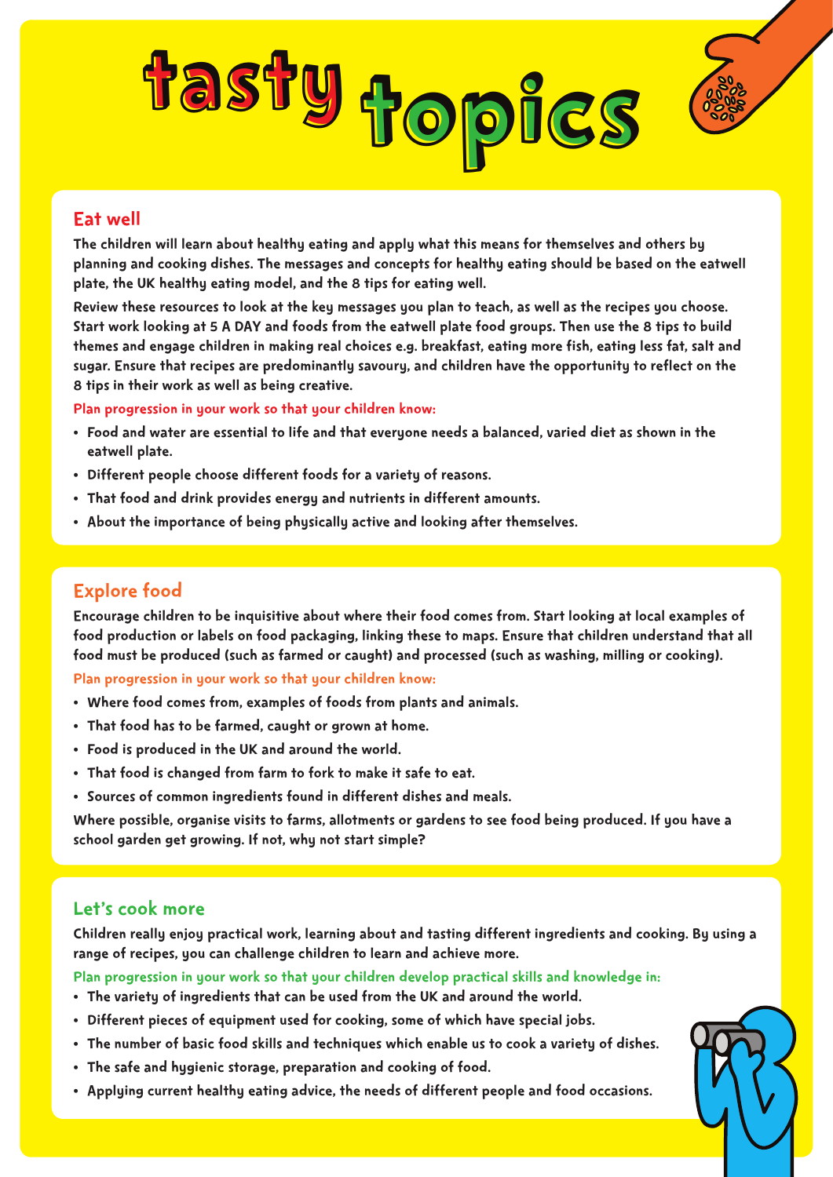# tasty topics

## Eat well

**The children will learn about healthy eating and apply what this means for themselves and others by planning and cooking dishes. The messages and concepts for healthy eating should be based on the eatwell plate, the UK healthy eating model, and the 8 tips for eating well.**

**Review these resources to look at the key messages you plan to teach, as well as the recipes you choose. Start work looking at 5 A DAY and foods from the eatwell plate food groups. Then use the 8 tips to build themes and engage children in making real choices e.g. breakfast, eating more fish, eating less fat, salt and sugar. Ensure that recipes are predominantly savoury, and children have the opportunity to reflect on the 8 tips in their work as well as being creative.**

Plan progression in your work so that your children know:

- **Food and water are essential to life and that everyone needs a balanced, varied diet as shown in the eatwell plate.**
- **Different people choose different foods for a variety of reasons.**
- **That food and drink provides energy and nutrients in different amounts.**
- **About the importance of being physically active and looking after themselves.**

## Explore food

**Encourage children to be inquisitive about where their food comes from. Start looking at local examples of food production or labels on food packaging, linking these to maps. Ensure that children understand that all food must be produced (such as farmed or caught) and processed (such as washing, milling or cooking).**

Plan progression in your work so that your children know:

- **Where food comes from, examples of foods from plants and animals.**
- **That food has to be farmed, caught or grown at home.**
- **Food is produced in the UK and around the world.**
- **That food is changed from farm to fork to make it safe to eat.**
- **Sources of common ingredients found in different dishes and meals.**

**Where possible, organise visits to farms, allotments or gardens to see food being produced. If you have a school garden get growing. If not, why not start simple?**

## Let's cook more

**Children really enjoy practical work, learning about and tasting different ingredients and cooking. By using a range of recipes, you can challenge children to learn and achieve more.**

Plan progression in your work so that your children develop practical skills and knowledge in:

- **The variety of ingredients that can be used from the UK and around the world.**
- **Different pieces of equipment used for cooking, some of which have special jobs.**
- **The number of basic food skills and techniques which enable us to cook a variety of dishes.**
- **The safe and hygienic storage, preparation and cooking of food.**
- **Applying current healthy eating advice, the needs of different people and food occasions.**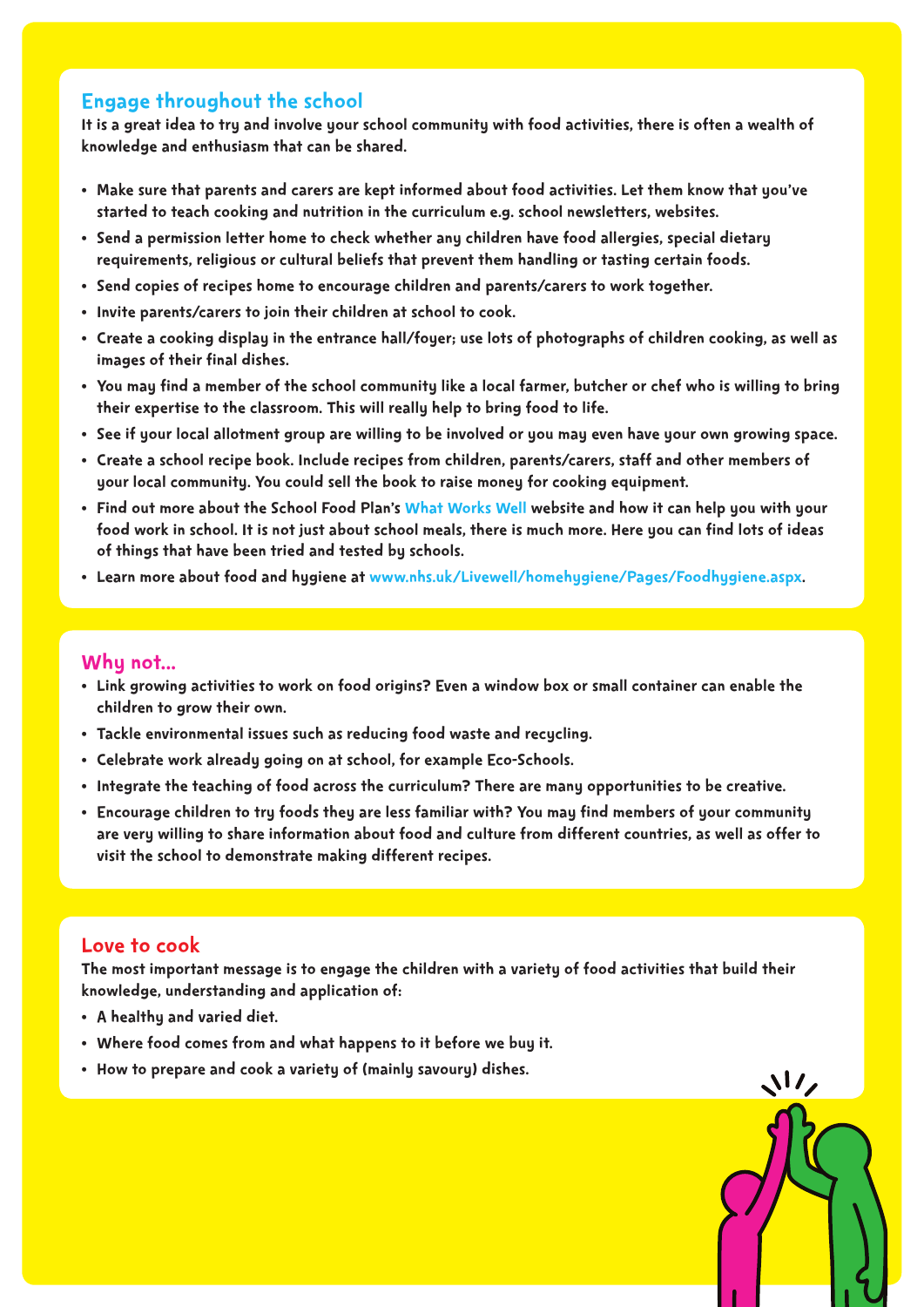## Engage throughout the school

It is a great idea to try and involve your school community with food activities, there is often a wealth of knowledge and enthusiasm that can be shared.

- Make sure that parents and carers are kept informed about food activities. Let them know that you've started to teach cooking and nutrition in the curriculum e.g. school newsletters, websites.
- Send a permission letter home to check whether any children have food allergies, special dietary requirements, religious or cultural beliefs that prevent them handling or tasting certain foods.
- Send copies of recipes home to encourage children and parents/carers to work together.
- Invite parents/carers to join their children at school to cook.
- Create a cooking display in the entrance hall/foyer; use lots of photographs of children cooking, as well as images of their final dishes.
- You may find a member of the school community like a local farmer, butcher or chef who is willing to bring their expertise to the classroom. This will really help to bring food to life.
- See if your local allotment group are willing to be involved or you may even have your own growing space.
- Create a school recipe book. Include recipes from children, parents/carers, staff and other members of your local community. You could sell the book to raise money for cooking equipment.
- Find out more about the School Food Plan's What Works Well website and how it can help you with your food work in school. It is not just about school meals, there is much more. Here you can find lots of ideas of things that have been tried and tested by schools.
- Learn more about food and hygiene at www.nhs.uk/Livewell/homehygiene/Pages/Foodhygiene.aspx.

## Why not...

- Link growing activities to work on food origins? Even a window box or small container can enable the children to grow their own.
- Tackle environmental issues such as reducing food waste and recycling.
- Celebrate work already going on at school, for example Eco-Schools.
- Integrate the teaching of food across the curriculum? There are many opportunities to be creative.
- Encourage children to try foods they are less familiar with? You may find members of your community are very willing to share information about food and culture from different countries, as well as offer to visit the school to demonstrate making different recipes.

## Love to cook

The most important message is to engage the children with a variety of food activities that build their knowledge, understanding and application of:

- A healthy and varied diet.
- Where food comes from and what happens to it before we buy it.
- How to prepare and cook a variety of (mainly savoury) dishes.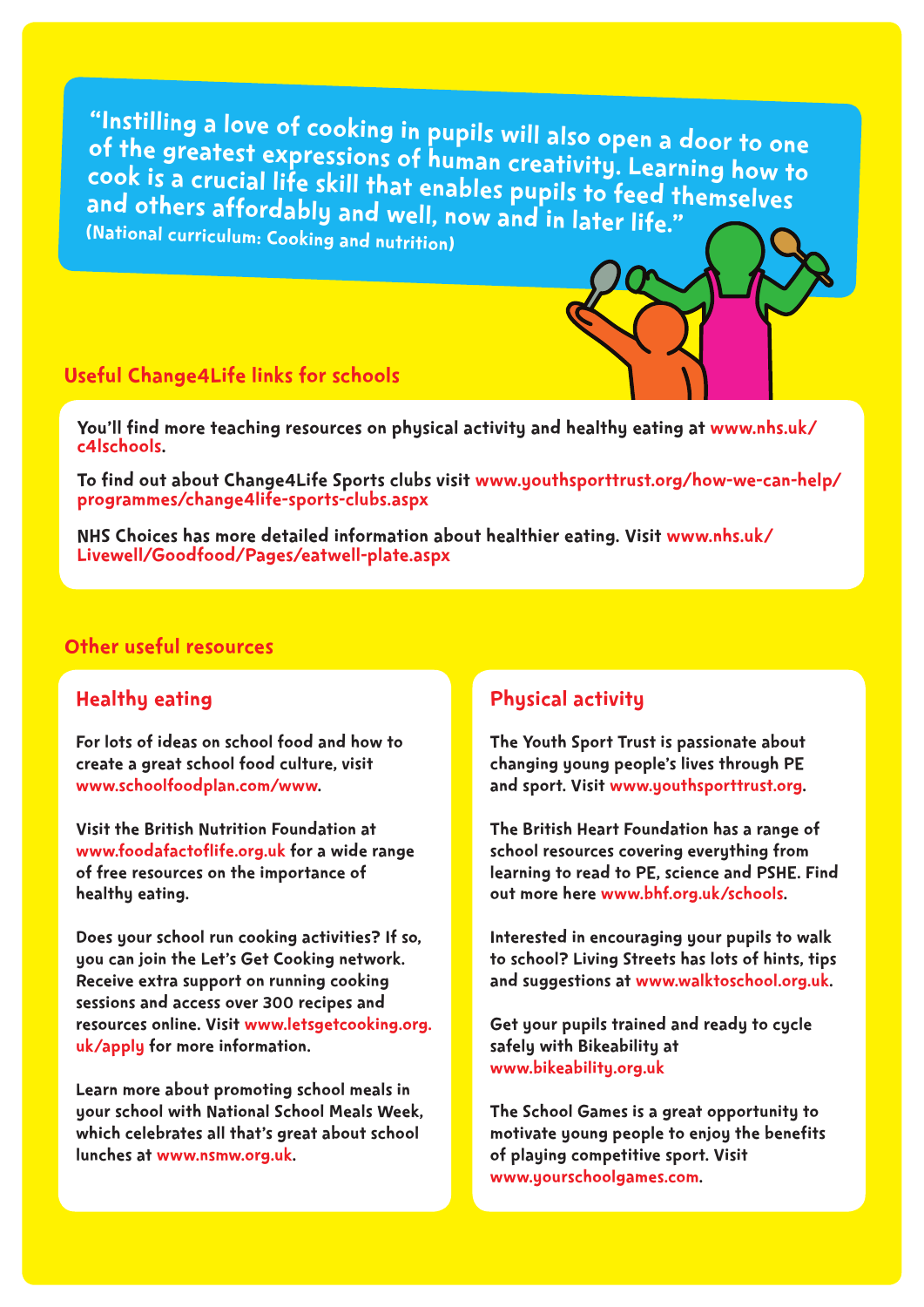> "Instilling a love of cooking in pupils will also open a door to one of the greatest expressions of human creativity. Learning how to cook is a crucial life skill that enables pupils to feed themselves and others affordably and well, now and in later life."
> **(National curriculum: Cooking and nutrition)**

## Useful Change4Life links for schools

You'll find more teaching resources on physical activity and healthy eating at www.nhs.uk/c4lschools.

To find out about Change4Life Sports clubs visit www.youthsporttrust.org/how-we-can-help/programmes/change4life-sports-clubs.aspx

NHS Choices has more detailed information about healthier eating. Visit www.nhs.uk/Livewell/Goodfood/Pages/eatwell-plate.aspx

## Other useful resources

### Healthy eating

For lots of ideas on school food and how to create a great school food culture, visit www.schoolfoodplan.com/www.

Visit the British Nutrition Foundation at www.foodafactoflife.org.uk for a wide range of free resources on the importance of healthy eating.

Does your school run cooking activities? If so, you can join the Let's Get Cooking network. Receive extra support on running cooking sessions and access over 300 recipes and resources online. Visit www.letsgetcooking.org.uk/apply for more information.

Learn more about promoting school meals in your school with National School Meals Week, which celebrates all that's great about school lunches at www.nsmw.org.uk.

### Physical activity

The Youth Sport Trust is passionate about changing young people's lives through PE and sport. Visit www.youthsporttrust.org.

The British Heart Foundation has a range of school resources covering everything from learning to read to PE, science and PSHE. Find out more here www.bhf.org.uk/schools.

Interested in encouraging your pupils to walk to school? Living Streets has lots of hints, tips and suggestions at www.walktoschool.org.uk.

Get your pupils trained and ready to cycle safely with Bikeability at www.bikeability.org.uk

The School Games is a great opportunity to motivate young people to enjoy the benefits of playing competitive sport. Visit www.yourschoolgames.com.